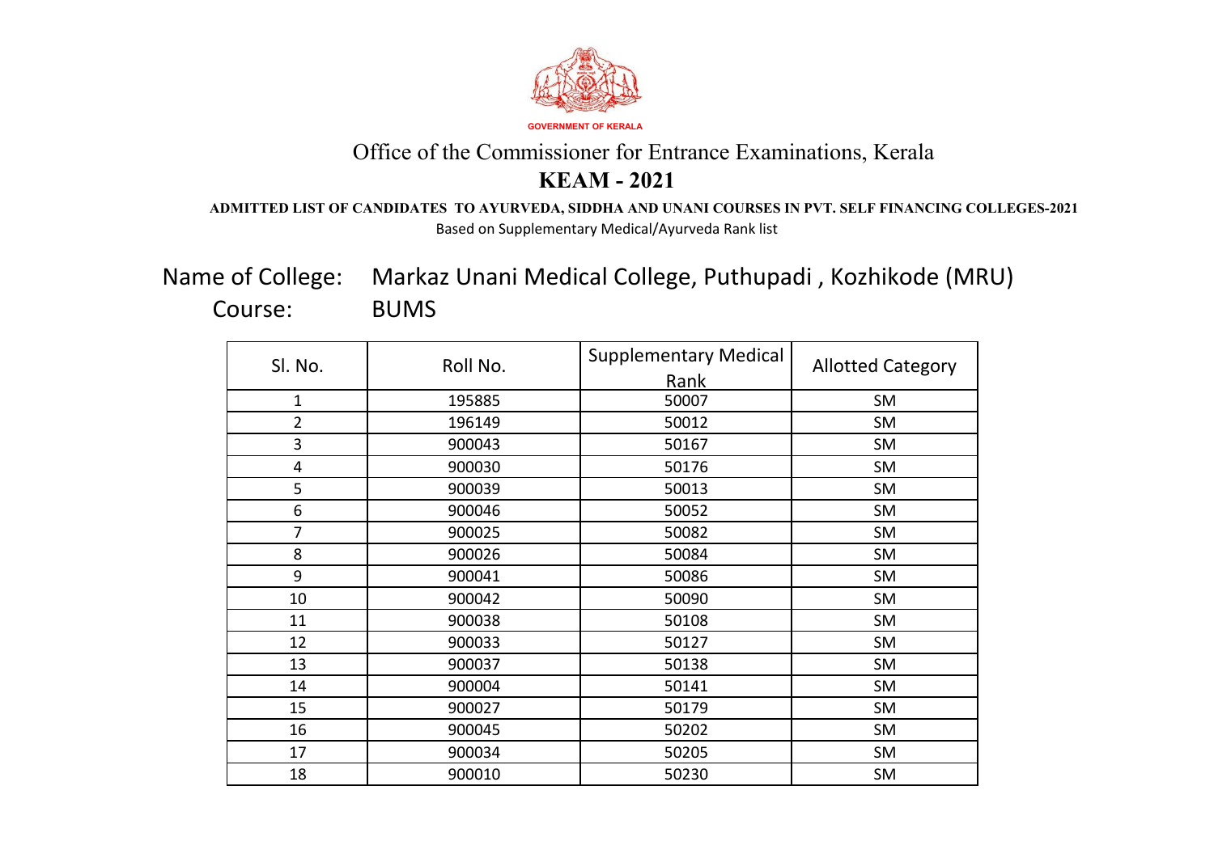GOVERNMENT OF KERALA

# Office of the Commissioner for Entrance Examinations, Kerala

## KEAM - 2021

**ADMITTED LIST OF CANDIDATES TO AYURVEDA, SIDDHA AND UNANI COURSES IN PVT. SELF FINANCING COLLEGES-2021**

Based on Supplementary Medical/Ayurveda Rank list

Name of College: Markaz Unani Medical College, Puthupadi , Kozhikode (MRU)

Course: BUMS

| Sl. No. | Roll No. | Supplementary Medical Rank | Allotted Category |
|---|---|---|---|
| 1 | 195885 | 50007 | SM |
| 2 | 196149 | 50012 | SM |
| 3 | 900043 | 50167 | SM |
| 4 | 900030 | 50176 | SM |
| 5 | 900039 | 50013 | SM |
| 6 | 900046 | 50052 | SM |
| 7 | 900025 | 50082 | SM |
| 8 | 900026 | 50084 | SM |
| 9 | 900041 | 50086 | SM |
| 10 | 900042 | 50090 | SM |
| 11 | 900038 | 50108 | SM |
| 12 | 900033 | 50127 | SM |
| 13 | 900037 | 50138 | SM |
| 14 | 900004 | 50141 | SM |
| 15 | 900027 | 50179 | SM |
| 16 | 900045 | 50202 | SM |
| 17 | 900034 | 50205 | SM |
| 18 | 900010 | 50230 | SM |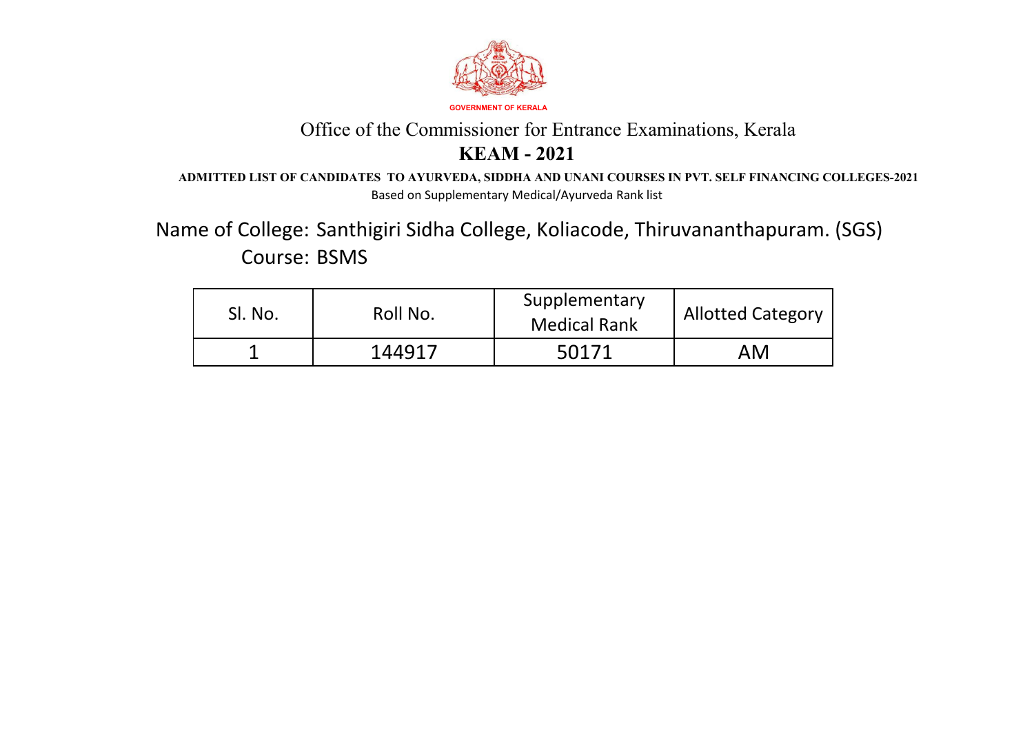GOVERNMENT OF KERALA

Office of the Commissioner for Entrance Examinations, Kerala

# KEAM - 2021

**ADMITTED LIST OF CANDIDATES TO AYURVEDA, SIDDHA AND UNANI COURSES IN PVT. SELF FINANCING COLLEGES-2021**

Based on Supplementary Medical/Ayurveda Rank list

## Name of College: Santhigiri Sidha College, Koliacode, Thiruvananthapuram. (SGS)

## Course: BSMS

| Sl. No. | Roll No. | Supplementary Medical Rank | Allotted Category |
|---|---|---|---|
| 1 | 144917 | 50171 | AM |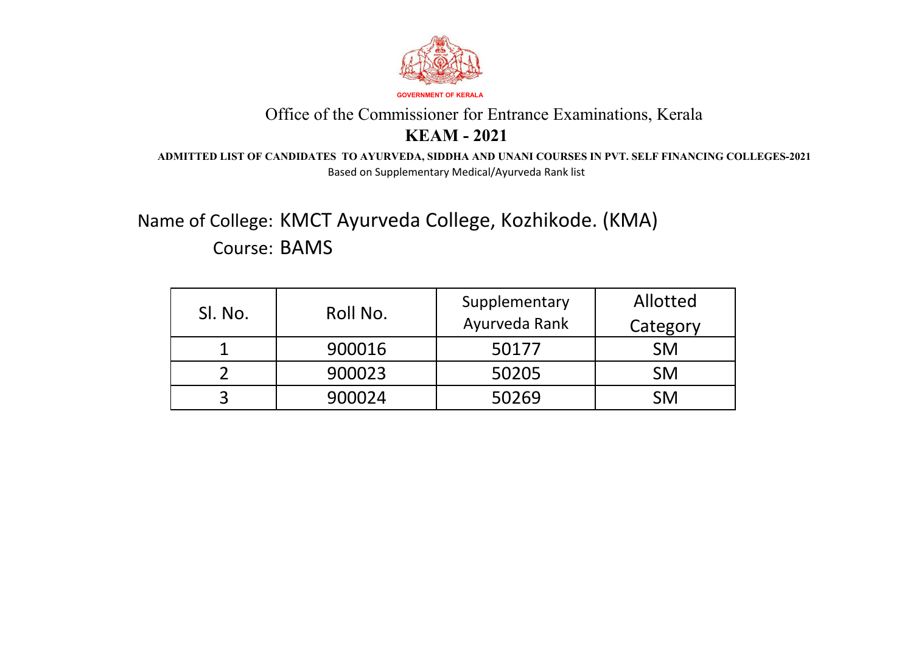GOVERNMENT OF KERALA

Office of the Commissioner for Entrance Examinations, Kerala

# KEAM - 2021

**ADMITTED LIST OF CANDIDATES TO AYURVEDA, SIDDHA AND UNANI COURSES IN PVT. SELF FINANCING COLLEGES-2021**

Based on Supplementary Medical/Ayurveda Rank list

## Name of College: KMCT Ayurveda College, Kozhikode. (KMA)

## Course: BAMS

| Sl. No. | Roll No. | Supplementary Ayurveda Rank | Allotted Category |
|---|---|---|---|
| 1 | 900016 | 50177 | SM |
| 2 | 900023 | 50205 | SM |
| 3 | 900024 | 50269 | SM |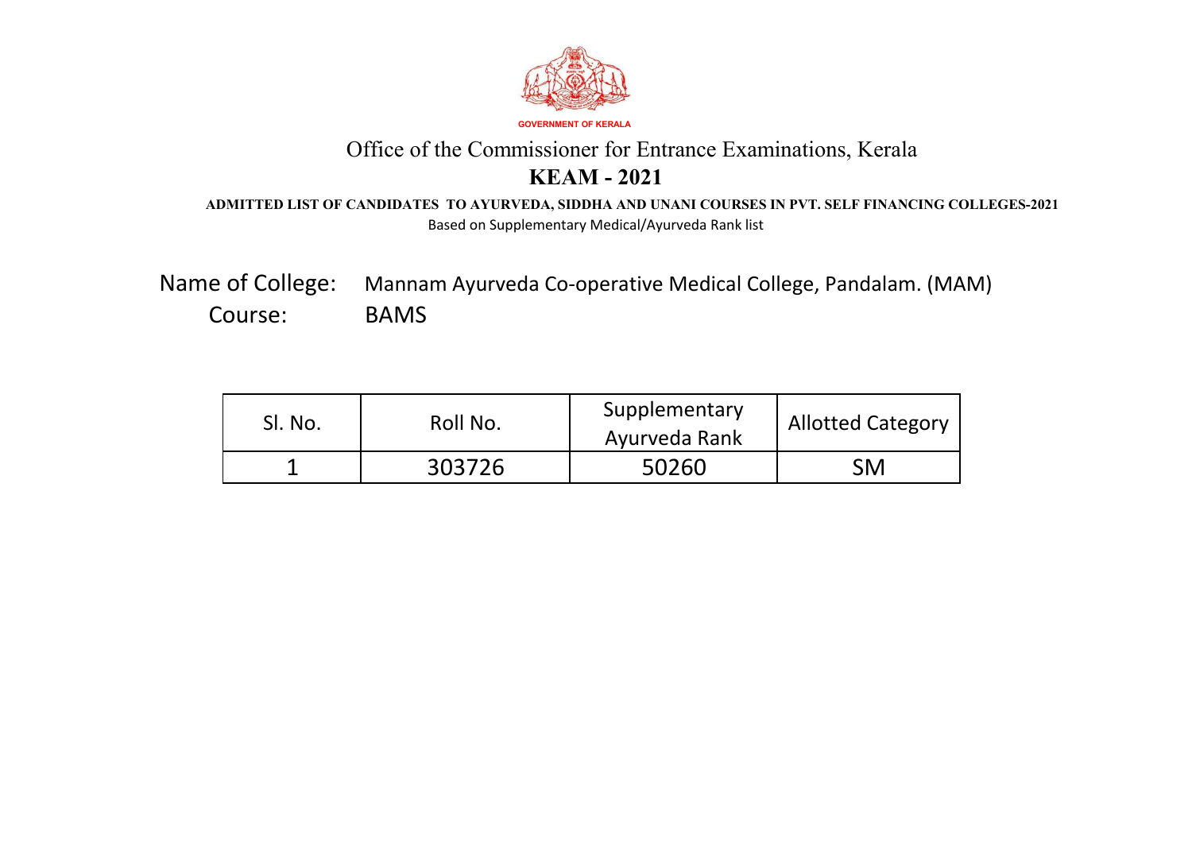GOVERNMENT OF KERALA

# Office of the Commissioner for Entrance Examinations, Kerala

## KEAM - 2021

**ADMITTED LIST OF CANDIDATES TO AYURVEDA, SIDDHA AND UNANI COURSES IN PVT. SELF FINANCING COLLEGES-2021**

Based on Supplementary Medical/Ayurveda Rank list

Name of College: Mannam Ayurveda Co-operative Medical College, Pandalam. (MAM)

Course: BAMS

| Sl. No. | Roll No. | Supplementary Ayurveda Rank | Allotted Category |
|---|---|---|---|
| 1 | 303726 | 50260 | SM |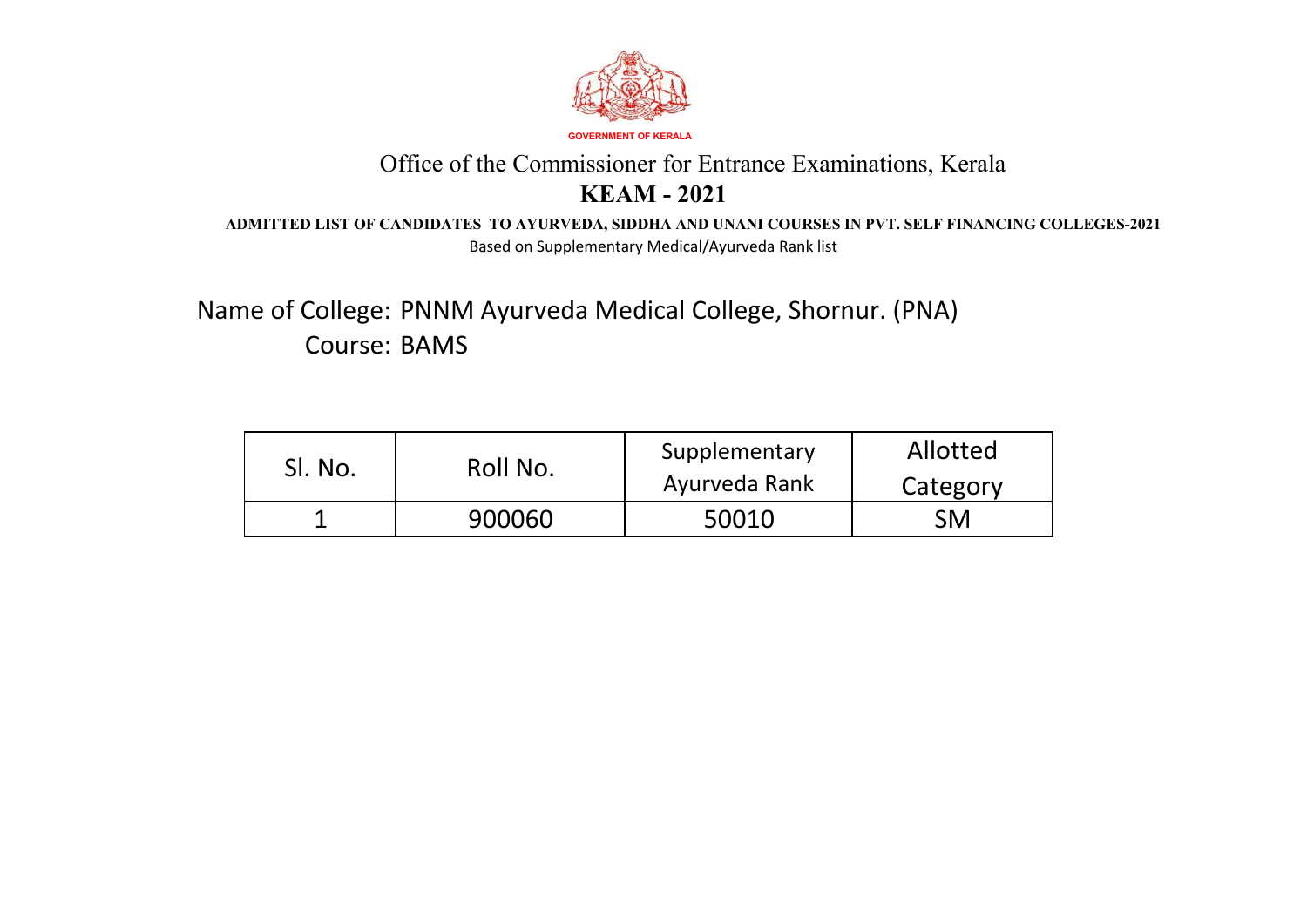GOVERNMENT OF KERALA

Office of the Commissioner for Entrance Examinations, Kerala

# KEAM - 2021

**ADMITTED LIST OF CANDIDATES TO AYURVEDA, SIDDHA AND UNANI COURSES IN PVT. SELF FINANCING COLLEGES-2021**

Based on Supplementary Medical/Ayurveda Rank list

Name of College: PNNM Ayurveda Medical College, Shornur. (PNA)

Course: BAMS

| Sl. No. | Roll No. | Supplementary Ayurveda Rank | Allotted Category |
|---|---|---|---|
| 1 | 900060 | 50010 | SM |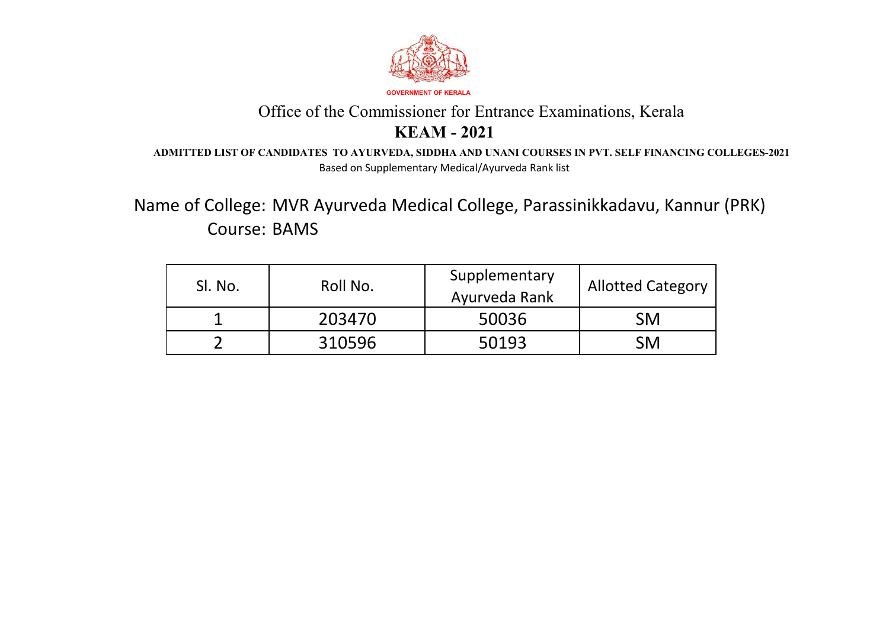GOVERNMENT OF KERALA

Office of the Commissioner for Entrance Examinations, Kerala

# KEAM - 2021

**ADMITTED LIST OF CANDIDATES TO AYURVEDA, SIDDHA AND UNANI COURSES IN PVT. SELF FINANCING COLLEGES-2021**

Based on Supplementary Medical/Ayurveda Rank list

## Name of College: MVR Ayurveda Medical College, Parassinikkadavu, Kannur (PRK)

## Course: BAMS

| Sl. No. | Roll No. | Supplementary Ayurveda Rank | Allotted Category |
|---|---|---|---|
| 1 | 203470 | 50036 | SM |
| 2 | 310596 | 50193 | SM |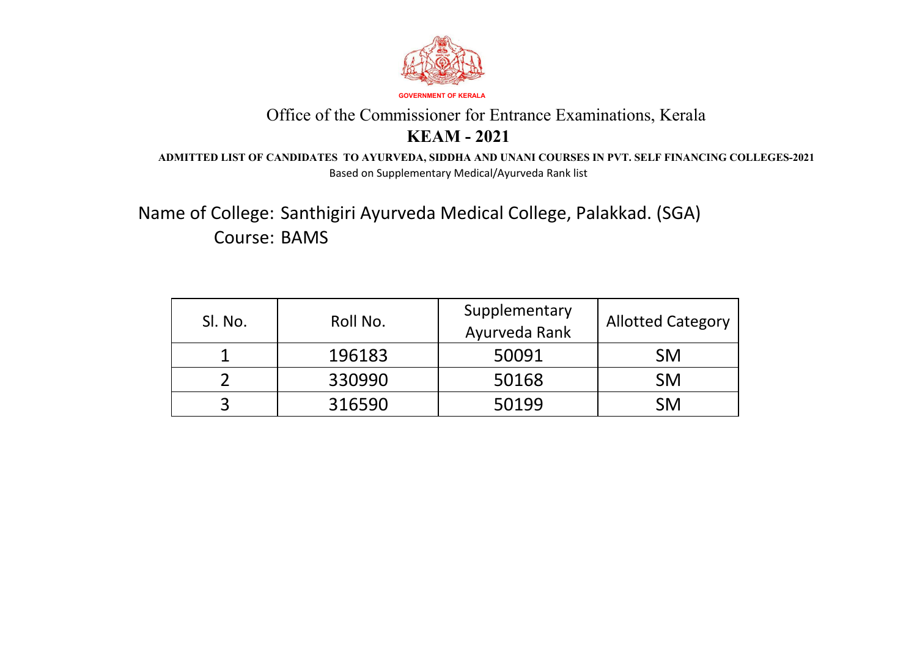GOVERNMENT OF KERALA

# Office of the Commissioner for Entrance Examinations, Kerala

## KEAM - 2021

**ADMITTED LIST OF CANDIDATES TO AYURVEDA, SIDDHA AND UNANI COURSES IN PVT. SELF FINANCING COLLEGES-2021**

Based on Supplementary Medical/Ayurveda Rank list

Name of College: Santhigiri Ayurveda Medical College, Palakkad. (SGA)

Course: BAMS

| Sl. No. | Roll No. | Supplementary Ayurveda Rank | Allotted Category |
|---|---|---|---|
| 1 | 196183 | 50091 | SM |
| 2 | 330990 | 50168 | SM |
| 3 | 316590 | 50199 | SM |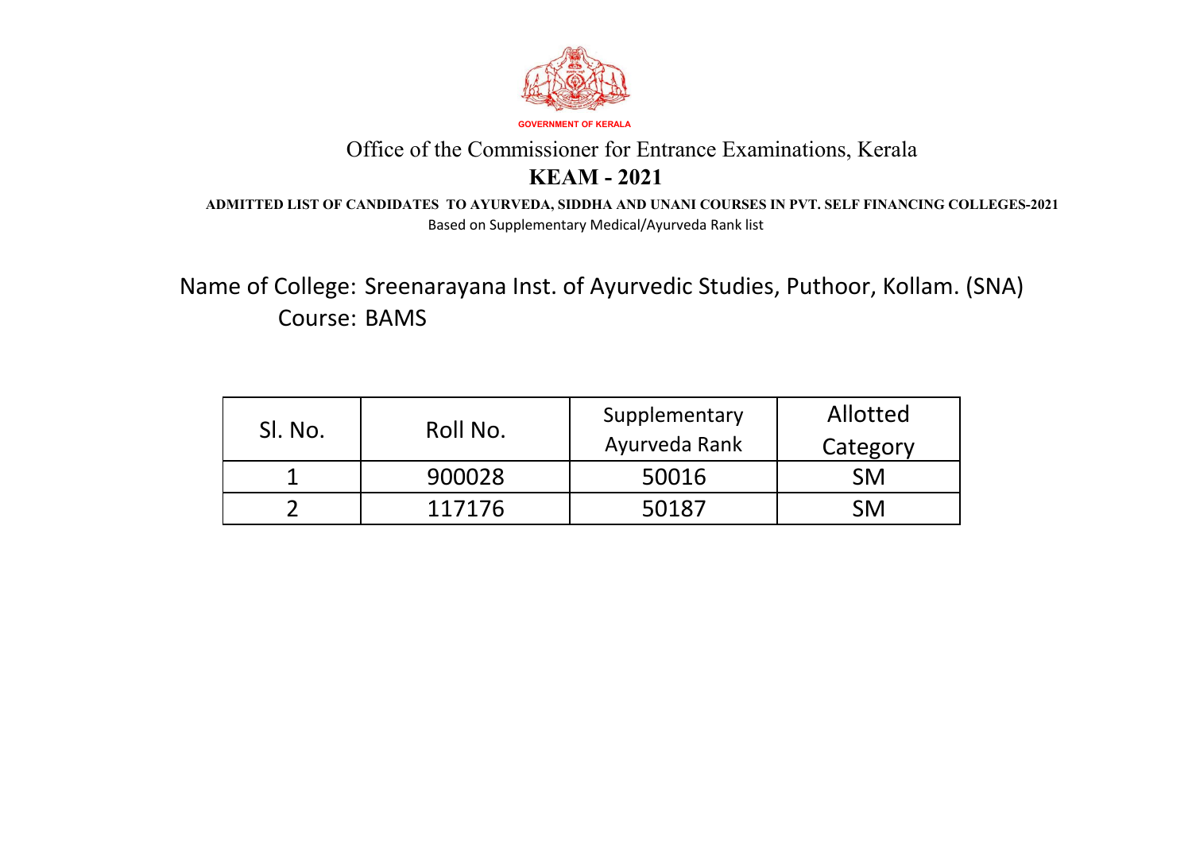GOVERNMENT OF KERALA

Office of the Commissioner for Entrance Examinations, Kerala

# KEAM - 2021

**ADMITTED LIST OF CANDIDATES TO AYURVEDA, SIDDHA AND UNANI COURSES IN PVT. SELF FINANCING COLLEGES-2021**

Based on Supplementary Medical/Ayurveda Rank list

Name of College: Sreenarayana Inst. of Ayurvedic Studies, Puthoor, Kollam. (SNA)

Course: BAMS

| Sl. No. | Roll No. | Supplementary Ayurveda Rank | Allotted Category |
|---|---|---|---|
| 1 | 900028 | 50016 | SM |
| 2 | 117176 | 50187 | SM |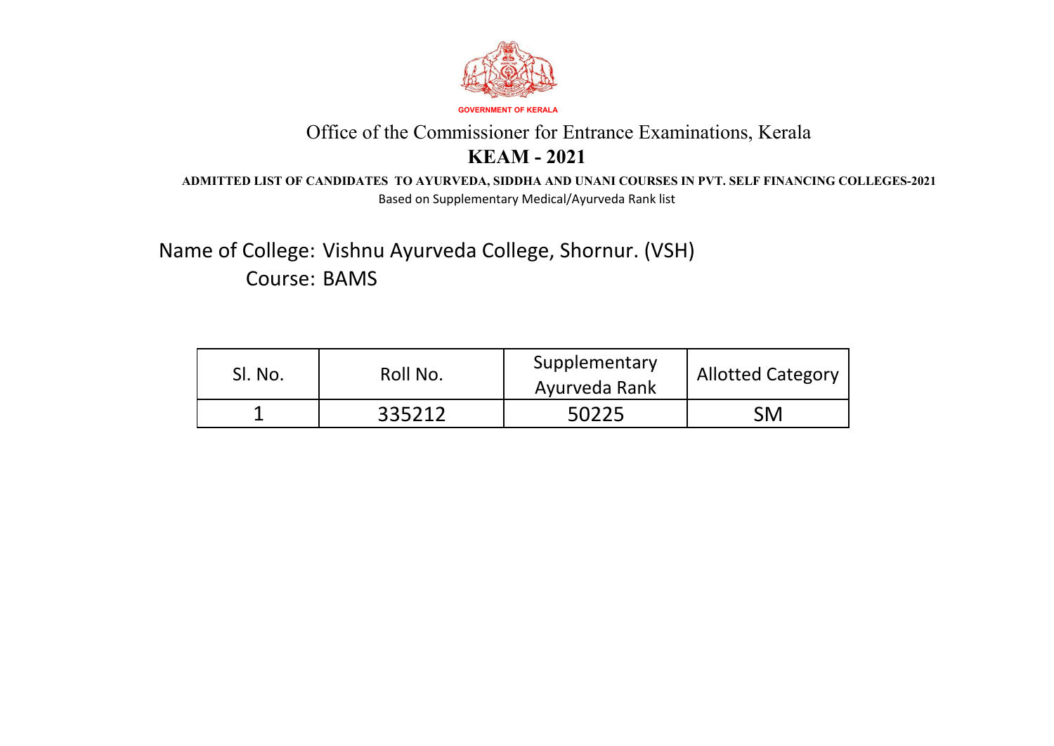GOVERNMENT OF KERALA

Office of the Commissioner for Entrance Examinations, Kerala

# KEAM - 2021

**ADMITTED LIST OF CANDIDATES TO AYURVEDA, SIDDHA AND UNANI COURSES IN PVT. SELF FINANCING COLLEGES-2021**

Based on Supplementary Medical/Ayurveda Rank list

Name of College: Vishnu Ayurveda College, Shornur. (VSH)

Course: BAMS

| Sl. No. | Roll No. | Supplementary Ayurveda Rank | Allotted Category |
|---|---|---|---|
| 1 | 335212 | 50225 | SM |